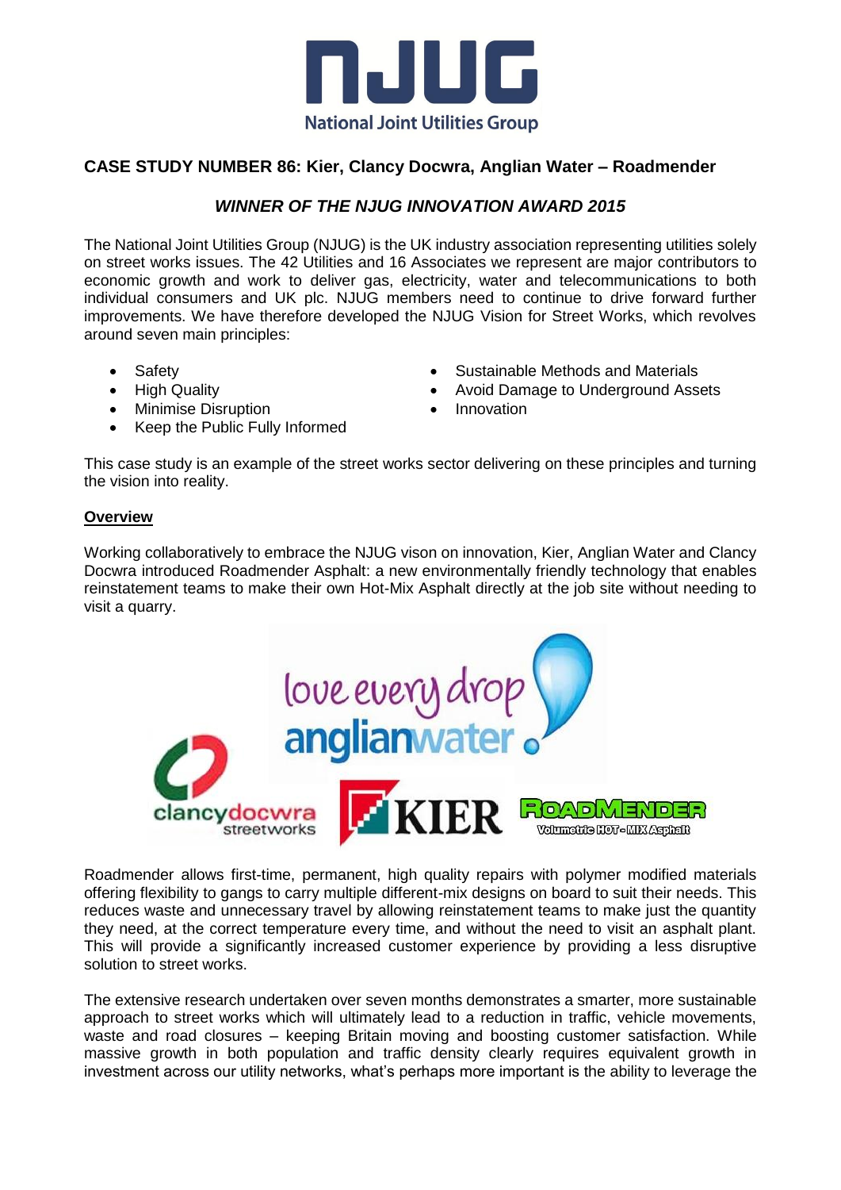## CASE STUDY NUMBER 86: Kier, Clancy Docwra, Anglian Water – Roadmender

### *WINNER OF THE NJUG INNOVATION AWARD 2015*

The National Joint Utilities Group (NJUG) is the UK industry association representing utilities solely on street works issues. The 42 Utilities and 16 Associates we represent are major contributors to economic growth and work to deliver gas, electricity, water and telecommunications to both individual consumers and UK plc. NJUG members need to continue to drive forward further improvements. We have therefore developed the NJUG Vision for Street Works, which revolves around seven main principles:

- Safety
- High Quality
- Minimise Disruption
- Keep the Public Fully Informed
- Sustainable Methods and Materials
- Avoid Damage to Underground Assets
- Innovation

This case study is an example of the street works sector delivering on these principles and turning the vision into reality.

**Overview**

Working collaboratively to embrace the NJUG vison on innovation, Kier, Anglian Water and Clancy Docwra introduced Roadmender Asphalt: a new environmentally friendly technology that enables reinstatement teams to make their own Hot-Mix Asphalt directly at the job site without needing to visit a quarry.

Roadmender allows first-time, permanent, high quality repairs with polymer modified materials offering flexibility to gangs to carry multiple different-mix designs on board to suit their needs. This reduces waste and unnecessary travel by allowing reinstatement teams to make just the quantity they need, at the correct temperature every time, and without the need to visit an asphalt plant. This will provide a significantly increased customer experience by providing a less disruptive solution to street works.

The extensive research undertaken over seven months demonstrates a smarter, more sustainable approach to street works which will ultimately lead to a reduction in traffic, vehicle movements, waste and road closures – keeping Britain moving and boosting customer satisfaction. While massive growth in both population and traffic density clearly requires equivalent growth in investment across our utility networks, what's perhaps more important is the ability to leverage the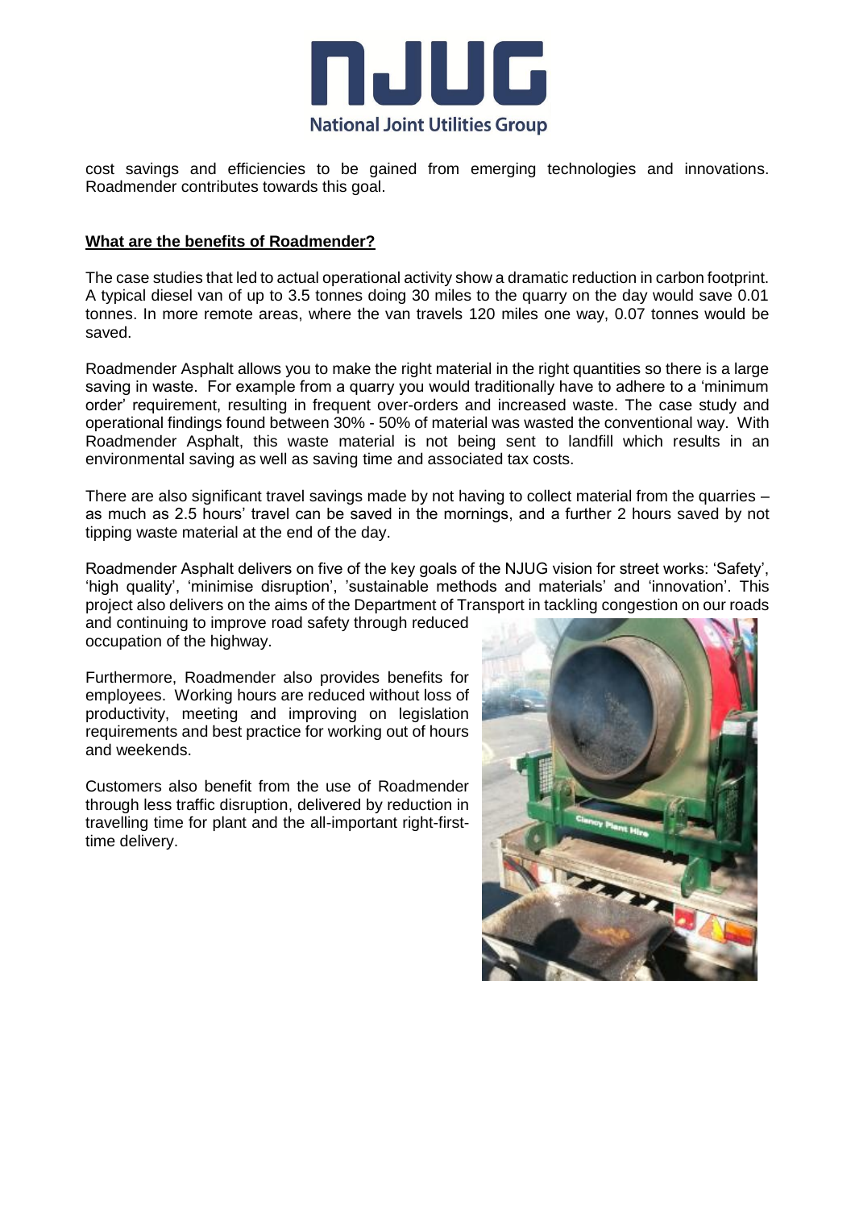cost savings and efficiencies to be gained from emerging technologies and innovations. Roadmender contributes towards this goal.

**What are the benefits of Roadmender?**

The case studies that led to actual operational activity show a dramatic reduction in carbon footprint. A typical diesel van of up to 3.5 tonnes doing 30 miles to the quarry on the day would save 0.01 tonnes. In more remote areas, where the van travels 120 miles one way, 0.07 tonnes would be saved.

Roadmender Asphalt allows you to make the right material in the right quantities so there is a large saving in waste. For example from a quarry you would traditionally have to adhere to a 'minimum order' requirement, resulting in frequent over-orders and increased waste. The case study and operational findings found between 30% - 50% of material was wasted the conventional way. With Roadmender Asphalt, this waste material is not being sent to landfill which results in an environmental saving as well as saving time and associated tax costs.

There are also significant travel savings made by not having to collect material from the quarries – as much as 2.5 hours' travel can be saved in the mornings, and a further 2 hours saved by not tipping waste material at the end of the day.

Roadmender Asphalt delivers on five of the key goals of the NJUG vision for street works: 'Safety', 'high quality', 'minimise disruption', 'sustainable methods and materials' and 'innovation'. This project also delivers on the aims of the Department of Transport in tackling congestion on our roads and continuing to improve road safety through reduced occupation of the highway.

Furthermore, Roadmender also provides benefits for employees. Working hours are reduced without loss of productivity, meeting and improving on legislation requirements and best practice for working out of hours and weekends.

Customers also benefit from the use of Roadmender through less traffic disruption, delivered by reduction in travelling time for plant and the all-important right-first-time delivery.